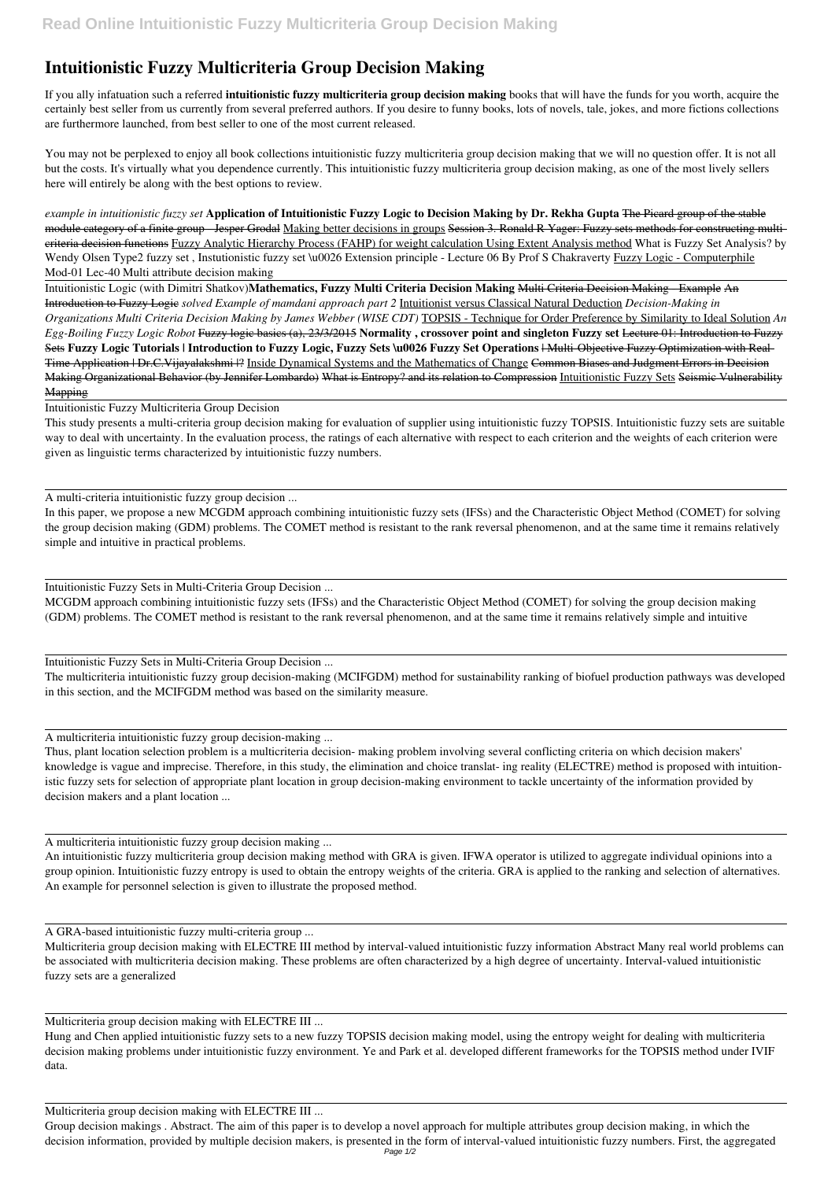# Intuitionistic Fuzzy Multicriteria Group Decision Making

If you ally infatuation such a referred **intuitionistic fuzzy multicriteria group decision making** books that will have the funds for you worth, acquire the certainly best seller from us currently from several preferred authors. If you desire to funny books, lots of novels, tale, jokes, and more fictions collections are furthermore launched, from best seller to one of the most current released.

You may not be perplexed to enjoy all book collections intuitionistic fuzzy multicriteria group decision making that we will no question offer. It is not all but the costs. It's virtually what you dependence currently. This intuitionistic fuzzy multicriteria group decision making, as one of the most lively sellers here will entirely be along with the best options to review.

*example in intuitionistic fuzzy set* **Application of Intuitionistic Fuzzy Logic to Decision Making by Dr. Rekha Gupta** ~~The Picard group of the stable module category of a finite group - Jesper Grodal~~ Making better decisions in groups ~~Session 3. Ronald R Yager: Fuzzy sets methods for constructing multi-criteria decision functions~~ Fuzzy Analytic Hierarchy Process (FAHP) for weight calculation Using Extent Analysis method What is Fuzzy Set Analysis? by Wendy Olsen Type2 fuzzy set , Instutionistic fuzzy set \u0026 Extension principle - Lecture 06 By Prof S Chakraverty Fuzzy Logic - Computerphile Mod-01 Lec-40 Multi attribute decision making

Intuitionistic Logic (with Dimitri Shatkov)**Mathematics, Fuzzy Multi Criteria Decision Making** ~~Multi Criteria Decision Making - Example~~ ~~An Introduction to Fuzzy Logic~~ *solved Example of mamdani approach part 2* Intuitionist versus Classical Natural Deduction *Decision-Making in Organizations Multi Criteria Decision Making by James Webber (WISE CDT)* TOPSIS - Technique for Order Preference by Similarity to Ideal Solution *An Egg-Boiling Fuzzy Logic Robot* ~~Fuzzy logic basics (a), 23/3/2015~~ **Normality , crossover point and singleton Fuzzy set** ~~Lecture 01: Introduction to Fuzzy Sets~~ **Fuzzy Logic Tutorials | Introduction to Fuzzy Logic, Fuzzy Sets \u0026 Fuzzy Set Operations** ~~| Multi-Objective Fuzzy Optimization with Real-Time Application | Dr.C.Vijayalakshmi |?~~ Inside Dynamical Systems and the Mathematics of Change ~~Common Biases and Judgment Errors in Decision Making Organizational Behavior (by Jennifer Lombardo)~~ ~~What is Entropy? and its relation to Compression~~ Intuitionistic Fuzzy Sets ~~Seismic Vulnerability Mapping~~

Intuitionistic Fuzzy Multicriteria Group Decision

This study presents a multi-criteria group decision making for evaluation of supplier using intuitionistic fuzzy TOPSIS. Intuitionistic fuzzy sets are suitable way to deal with uncertainty. In the evaluation process, the ratings of each alternative with respect to each criterion and the weights of each criterion were given as linguistic terms characterized by intuitionistic fuzzy numbers.

A multi-criteria intuitionistic fuzzy group decision ...

In this paper, we propose a new MCGDM approach combining intuitionistic fuzzy sets (IFSs) and the Characteristic Object Method (COMET) for solving the group decision making (GDM) problems. The COMET method is resistant to the rank reversal phenomenon, and at the same time it remains relatively simple and intuitive in practical problems.

Intuitionistic Fuzzy Sets in Multi-Criteria Group Decision ...

MCGDM approach combining intuitionistic fuzzy sets (IFSs) and the Characteristic Object Method (COMET) for solving the group decision making (GDM) problems. The COMET method is resistant to the rank reversal phenomenon, and at the same time it remains relatively simple and intuitive

Intuitionistic Fuzzy Sets in Multi-Criteria Group Decision ...

The multicriteria intuitionistic fuzzy group decision-making (MCIFGDM) method for sustainability ranking of biofuel production pathways was developed in this section, and the MCIFGDM method was based on the similarity measure.

A multicriteria intuitionistic fuzzy group decision-making ...

Thus, plant location selection problem is a multicriteria decision- making problem involving several conflicting criteria on which decision makers' knowledge is vague and imprecise. Therefore, in this study, the elimination and choice translat- ing reality (ELECTRE) method is proposed with intuition- istic fuzzy sets for selection of appropriate plant location in group decision-making environment to tackle uncertainty of the information provided by decision makers and a plant location ...

A multicriteria intuitionistic fuzzy group decision making ...

An intuitionistic fuzzy multicriteria group decision making method with GRA is given. IFWA operator is utilized to aggregate individual opinions into a group opinion. Intuitionistic fuzzy entropy is used to obtain the entropy weights of the criteria. GRA is applied to the ranking and selection of alternatives. An example for personnel selection is given to illustrate the proposed method.

A GRA-based intuitionistic fuzzy multi-criteria group ...

Multicriteria group decision making with ELECTRE III method by interval-valued intuitionistic fuzzy information Abstract Many real world problems can be associated with multicriteria decision making. These problems are often characterized by a high degree of uncertainty. Interval-valued intuitionistic fuzzy sets are a generalized

Multicriteria group decision making with ELECTRE III ...

Hung and Chen applied intuitionistic fuzzy sets to a new fuzzy TOPSIS decision making model, using the entropy weight for dealing with multicriteria decision making problems under intuitionistic fuzzy environment. Ye and Park et al. developed different frameworks for the TOPSIS method under IVIF data.

Multicriteria group decision making with ELECTRE III ...

Group decision makings . Abstract. The aim of this paper is to develop a novel approach for multiple attributes group decision making, in which the decision information, provided by multiple decision makers, is presented in the form of interval-valued intuitionistic fuzzy numbers. First, the aggregated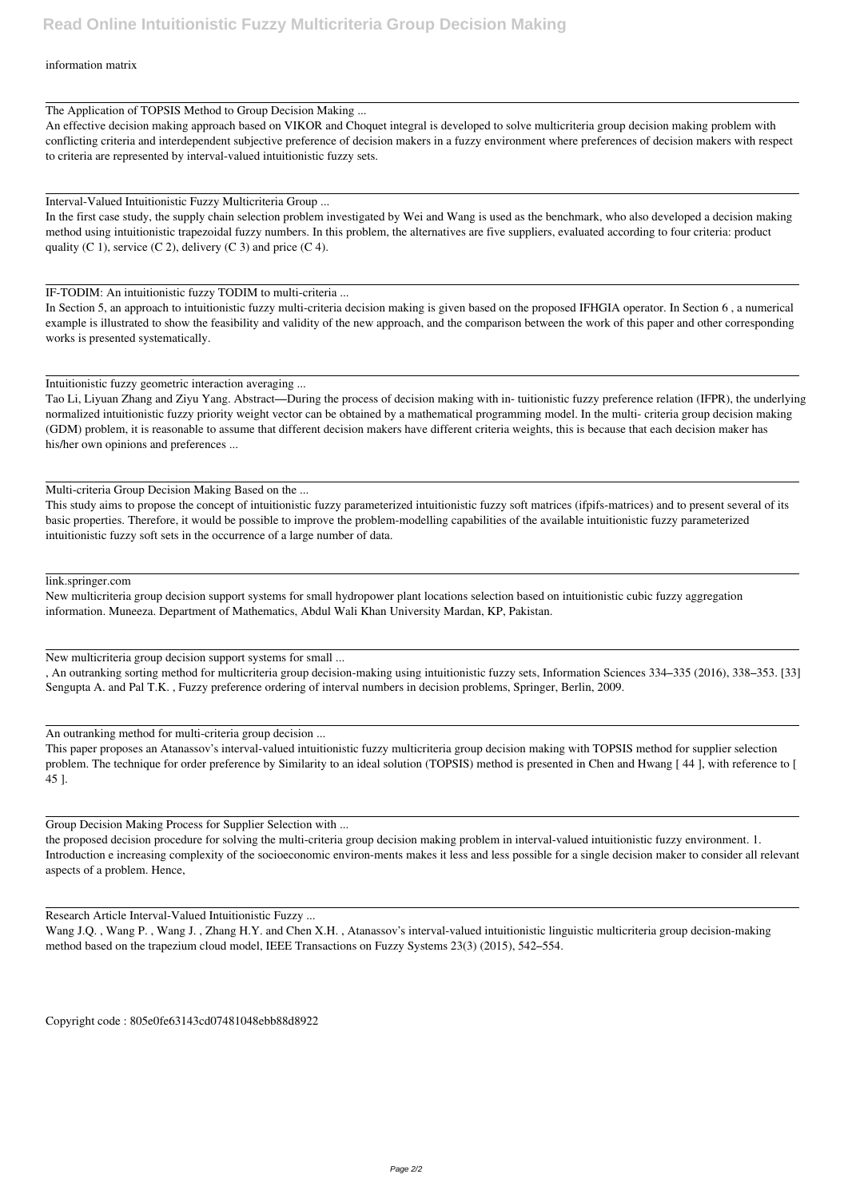information matrix

The Application of TOPSIS Method to Group Decision Making ...

An effective decision making approach based on VIKOR and Choquet integral is developed to solve multicriteria group decision making problem with conflicting criteria and interdependent subjective preference of decision makers in a fuzzy environment where preferences of decision makers with respect to criteria are represented by interval-valued intuitionistic fuzzy sets.

Interval-Valued Intuitionistic Fuzzy Multicriteria Group ...

In the first case study, the supply chain selection problem investigated by Wei and Wang is used as the benchmark, who also developed a decision making method using intuitionistic trapezoidal fuzzy numbers. In this problem, the alternatives are five suppliers, evaluated according to four criteria: product quality (C 1), service (C 2), delivery (C 3) and price (C 4).

IF-TODIM: An intuitionistic fuzzy TODIM to multi-criteria ...

In Section 5, an approach to intuitionistic fuzzy multi-criteria decision making is given based on the proposed IFHGIA operator. In Section 6 , a numerical example is illustrated to show the feasibility and validity of the new approach, and the comparison between the work of this paper and other corresponding works is presented systematically.

Intuitionistic fuzzy geometric interaction averaging ...

Tao Li, Liyuan Zhang and Ziyu Yang. Abstract—During the process of decision making with in- tuitionistic fuzzy preference relation (IFPR), the underlying normalized intuitionistic fuzzy priority weight vector can be obtained by a mathematical programming model. In the multi- criteria group decision making (GDM) problem, it is reasonable to assume that different decision makers have different criteria weights, this is because that each decision maker has his/her own opinions and preferences ...

Multi-criteria Group Decision Making Based on the ...

This study aims to propose the concept of intuitionistic fuzzy parameterized intuitionistic fuzzy soft matrices (ifpifs-matrices) and to present several of its basic properties. Therefore, it would be possible to improve the problem-modelling capabilities of the available intuitionistic fuzzy parameterized intuitionistic fuzzy soft sets in the occurrence of a large number of data.

link.springer.com

New multicriteria group decision support systems for small hydropower plant locations selection based on intuitionistic cubic fuzzy aggregation information. Muneeza. Department of Mathematics, Abdul Wali Khan University Mardan, KP, Pakistan.

New multicriteria group decision support systems for small ...

, An outranking sorting method for multicriteria group decision-making using intuitionistic fuzzy sets, Information Sciences 334–335 (2016), 338–353. [33] Sengupta A. and Pal T.K. , Fuzzy preference ordering of interval numbers in decision problems, Springer, Berlin, 2009.

An outranking method for multi-criteria group decision ...

This paper proposes an Atanassov's interval-valued intuitionistic fuzzy multicriteria group decision making with TOPSIS method for supplier selection problem. The technique for order preference by Similarity to an ideal solution (TOPSIS) method is presented in Chen and Hwang [ 44 ], with reference to [ 45 ].

Group Decision Making Process for Supplier Selection with ...

the proposed decision procedure for solving the multi-criteria group decision making problem in interval-valued intuitionistic fuzzy environment. 1. Introduction e increasing complexity of the socioeconomic environ-ments makes it less and less possible for a single decision maker to consider all relevant aspects of a problem. Hence,

Research Article Interval-Valued Intuitionistic Fuzzy ...

Wang J.Q. , Wang P. , Wang J. , Zhang H.Y. and Chen X.H. , Atanassov's interval-valued intuitionistic linguistic multicriteria group decision-making method based on the trapezium cloud model, IEEE Transactions on Fuzzy Systems 23(3) (2015), 542–554.

Copyright code : 805e0fe63143cd07481048ebb88d8922